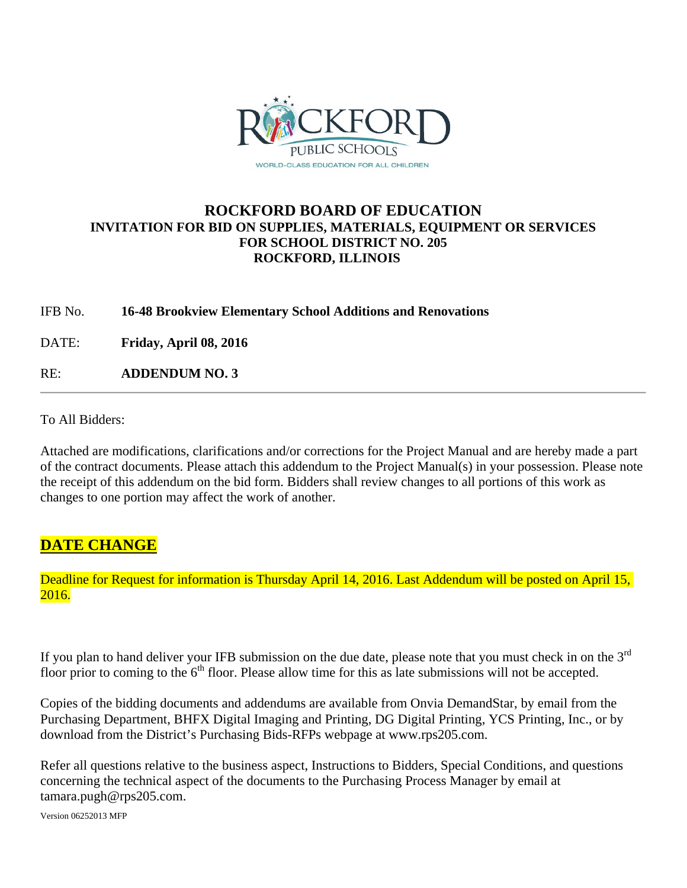# ROCKFORD BOARD OF EDUCATION

## INVITATION FOR BID ON SUPPLIES, MATERIALS, EQUIPMENT OR SERVICES FOR SCHOOL DISTRICT NO. 205 ROCKFORD, ILLINOIS

IFB No. **16-48 Brookview Elementary School Additions and Renovations**

DATE: **Friday, April 08, 2016**

RE: **ADDENDUM NO. 3**

---

To All Bidders:

Attached are modifications, clarifications and/or corrections for the Project Manual and are hereby made a part of the contract documents. Please attach this addendum to the Project Manual(s) in your possession. Please note the receipt of this addendum on the bid form. Bidders shall review changes to all portions of this work as changes to one portion may affect the work of another.

## DATE CHANGE

Deadline for Request for information is Thursday April 14, 2016. Last Addendum will be posted on April 15, 2016.

If you plan to hand deliver your IFB submission on the due date, please note that you must check in on the 3rd floor prior to coming to the 6th floor. Please allow time for this as late submissions will not be accepted.

Copies of the bidding documents and addendums are available from Onvia DemandStar, by email from the Purchasing Department, BHFX Digital Imaging and Printing, DG Digital Printing, YCS Printing, Inc., or by download from the District's Purchasing Bids-RFPs webpage at www.rps205.com.

Refer all questions relative to the business aspect, Instructions to Bidders, Special Conditions, and questions concerning the technical aspect of the documents to the Purchasing Process Manager by email at tamara.pugh@rps205.com.

Version 06252013 MFP